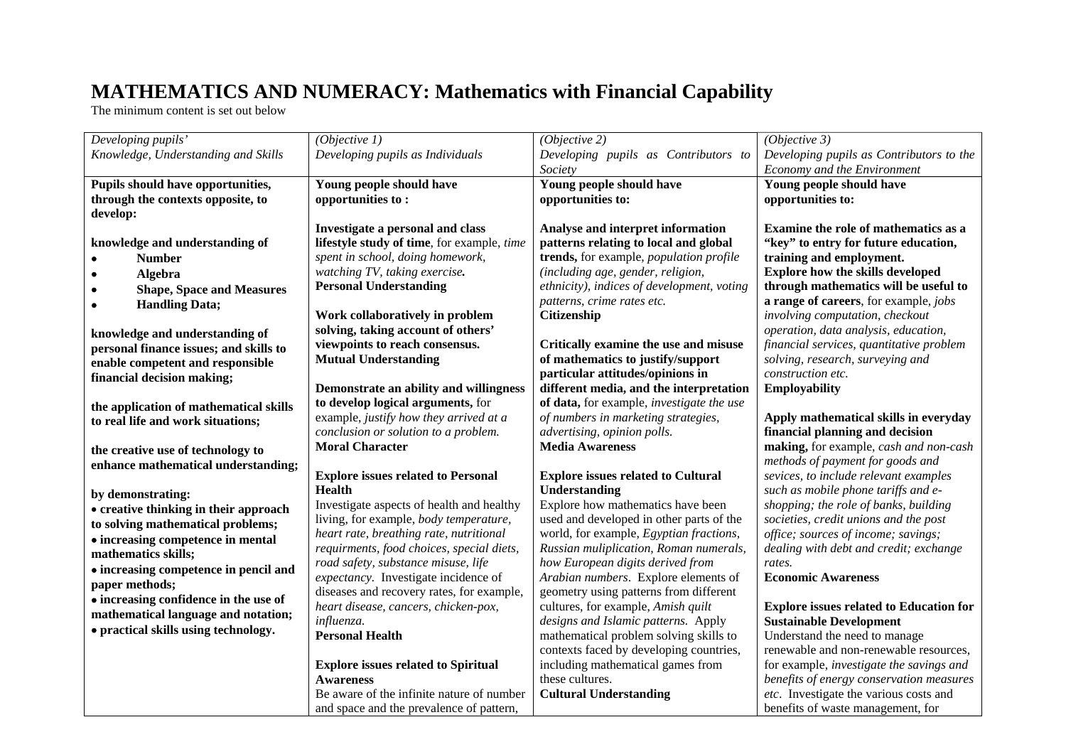# MATHEMATICS AND NUMERACY: Mathematics with Financial Capability

The minimum content is set out below

| *Developing pupils' Knowledge, Understanding and Skills* | *(Objective 1) Developing pupils as Individuals* | *(Objective 2) Developing pupils as Contributors to Society* | *(Objective 3) Developing pupils as Contributors to the Economy and the Environment* |
|---|---|---|---|
| **Pupils should have opportunities, through the contexts opposite, to develop:**<br><br>**knowledge and understanding of**<br>• **Number**<br>• **Algebra**<br>• **Shape, Space and Measures**<br>• **Handling Data;**<br><br>**knowledge and understanding of personal finance issues; and skills to enable competent and responsible financial decision making;**<br><br>**the application of mathematical skills to real life and work situations;**<br><br>**the creative use of technology to enhance mathematical understanding;**<br><br>**by demonstrating:**<br>• **creative thinking in their approach to solving mathematical problems;**<br>• **increasing competence in mental mathematics skills;**<br>• **increasing competence in pencil and paper methods;**<br>• **increasing confidence in the use of mathematical language and notation;**<br>• **practical skills using technology.** | **Young people should have opportunities to :**<br><br>**Investigate a personal and class lifestyle study of time**, for example, *time spent in school, doing homework, watching TV, taking exercise.*<br>**Personal Understanding**<br><br>**Work collaboratively in problem solving, taking account of others' viewpoints to reach consensus.**<br>**Mutual Understanding**<br><br>**Demonstrate an ability and willingness to develop logical arguments,** for example, *justify how they arrived at a conclusion or solution to a problem.*<br>**Moral Character**<br><br>**Explore issues related to Personal Health**<br>Investigate aspects of health and healthy living, for example, *body temperature, heart rate, breathing rate, nutritional requirments, food choices, special diets, road safety, substance misuse, life expectancy.* Investigate incidence of diseases and recovery rates, for example, *heart disease, cancers, chicken-pox, influenza.*<br>**Personal Health**<br><br>**Explore issues related to Spiritual Awareness**<br>Be aware of the infinite nature of number and space and the prevalence of pattern, | **Young people should have opportunities to:**<br><br>**Analyse and interpret information patterns relating to local and global trends,** for example, *population profile (including age, gender, religion, ethnicity), indices of development, voting patterns, crime rates etc.*<br>**Citizenship**<br><br>**Critically examine the use and misuse of mathematics to justify/support particular attitudes/opinions in different media, and the interpretation of data,** for example, *investigate the use of numbers in marketing strategies, advertising, opinion polls.*<br>**Media Awareness**<br><br>**Explore issues related to Cultural Understanding**<br>Explore how mathematics have been used and developed in other parts of the world, for example, *Egyptian fractions, Russian muliplication, Roman numerals, how European digits derived from Arabian numbers*. Explore elements of geometry using patterns from different cultures, for example, *Amish quilt designs and Islamic patterns.* Apply mathematical problem solving skills to contexts faced by developing countries, including mathematical games from these cultures.<br>**Cultural Understanding** | **Young people should have opportunities to:**<br><br>**Examine the role of mathematics as a "key" to entry for future education, training and employment.**<br>**Explore how the skills developed through mathematics will be useful to a range of careers**, for example, *jobs involving computation, checkout operation, data analysis, education, financial services, quantitative problem solving, research, surveying and construction etc.*<br>**Employability**<br><br>**Apply mathematical skills in everyday financial planning and decision making,** for example, *cash and non-cash methods of payment for goods and sevices, to include relevant examples such as mobile phone tariffs and e-shopping; the role of banks, building societies, credit unions and the post office; sources of income; savings; dealing with debt and credit; exchange rates.*<br>**Economic Awareness**<br><br>**Explore issues related to Education for Sustainable Development**<br>Understand the need to manage renewable and non-renewable resources, for example, *investigate the savings and benefits of energy conservation measures etc*. Investigate the various costs and benefits of waste management, for |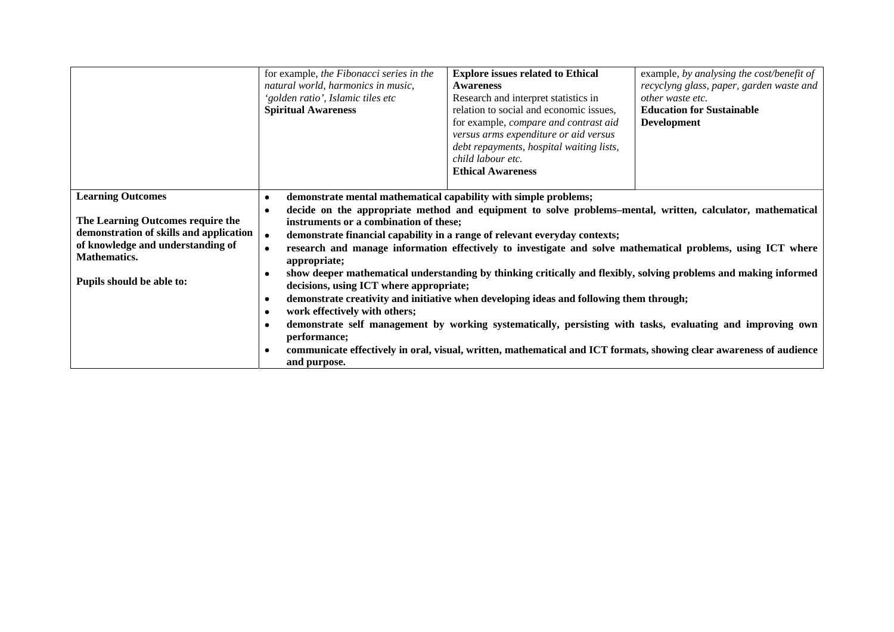| | | | |
|---|---|---|---|
| | for example, *the Fibonacci series in the natural world, harmonics in music, 'golden ratio', Islamic tiles etc*<br>**Spiritual Awareness** | **Explore issues related to Ethical Awareness**<br>Research and interpret statistics in relation to social and economic issues, for example, *compare and contrast aid versus arms expenditure or aid versus debt repayments, hospital waiting lists, child labour etc.*<br>**Ethical Awareness** | example, *by analysing the cost/benefit of recyclyng glass, paper, garden waste and other waste etc.*<br>**Education for Sustainable Development** |
| **Learning Outcomes**<br><br>**The Learning Outcomes require the demonstration of skills and application of knowledge and understanding of Mathematics.**<br><br>**Pupils should be able to:** | • **demonstrate mental mathematical capability with simple problems;**<br>• **decide on the appropriate method and equipment to solve problems–mental, written, calculator, mathematical instruments or a combination of these;**<br>• **demonstrate financial capability in a range of relevant everyday contexts;**<br>• **research and manage information effectively to investigate and solve mathematical problems, using ICT where appropriate;**<br>• **show deeper mathematical understanding by thinking critically and flexibly, solving problems and making informed decisions, using ICT where appropriate;**<br>• **demonstrate creativity and initiative when developing ideas and following them through;**<br>• **work effectively with others;**<br>• **demonstrate self management by working systematically, persisting with tasks, evaluating and improving own performance;**<br>• **communicate effectively in oral, visual, written, mathematical and ICT formats, showing clear awareness of audience and purpose.** | | |